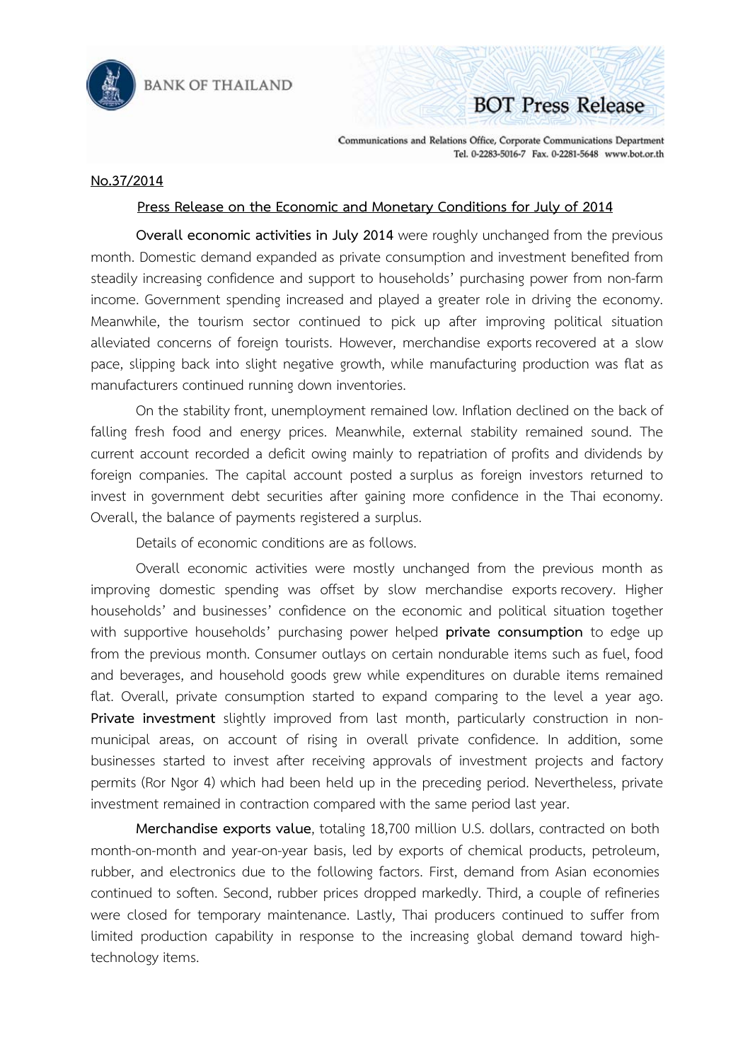BANK OF THAILAND

BOT Press Release

Communications and Relations Office, Corporate Communications Department
Tel. 0-2283-5016-7 Fax. 0-2281-5648 www.bot.or.th

No.37/2014

## Press Release on the Economic and Monetary Conditions for July of 2014

**Overall economic activities in July 2014** were roughly unchanged from the previous month. Domestic demand expanded as private consumption and investment benefited from steadily increasing confidence and support to households' purchasing power from non-farm income. Government spending increased and played a greater role in driving the economy. Meanwhile, the tourism sector continued to pick up after improving political situation alleviated concerns of foreign tourists. However, merchandise exports recovered at a slow pace, slipping back into slight negative growth, while manufacturing production was flat as manufacturers continued running down inventories.

On the stability front, unemployment remained low. Inflation declined on the back of falling fresh food and energy prices. Meanwhile, external stability remained sound. The current account recorded a deficit owing mainly to repatriation of profits and dividends by foreign companies. The capital account posted a surplus as foreign investors returned to invest in government debt securities after gaining more confidence in the Thai economy. Overall, the balance of payments registered a surplus.

Details of economic conditions are as follows.

Overall economic activities were mostly unchanged from the previous month as improving domestic spending was offset by slow merchandise exports recovery. Higher households' and businesses' confidence on the economic and political situation together with supportive households' purchasing power helped **private consumption** to edge up from the previous month. Consumer outlays on certain nondurable items such as fuel, food and beverages, and household goods grew while expenditures on durable items remained flat. Overall, private consumption started to expand comparing to the level a year ago. **Private investment** slightly improved from last month, particularly construction in non-municipal areas, on account of rising in overall private confidence. In addition, some businesses started to invest after receiving approvals of investment projects and factory permits (Ror Ngor 4) which had been held up in the preceding period. Nevertheless, private investment remained in contraction compared with the same period last year.

**Merchandise exports value**, totaling 18,700 million U.S. dollars, contracted on both month-on-month and year-on-year basis, led by exports of chemical products, petroleum, rubber, and electronics due to the following factors. First, demand from Asian economies continued to soften. Second, rubber prices dropped markedly. Third, a couple of refineries were closed for temporary maintenance. Lastly, Thai producers continued to suffer from limited production capability in response to the increasing global demand toward high-technology items.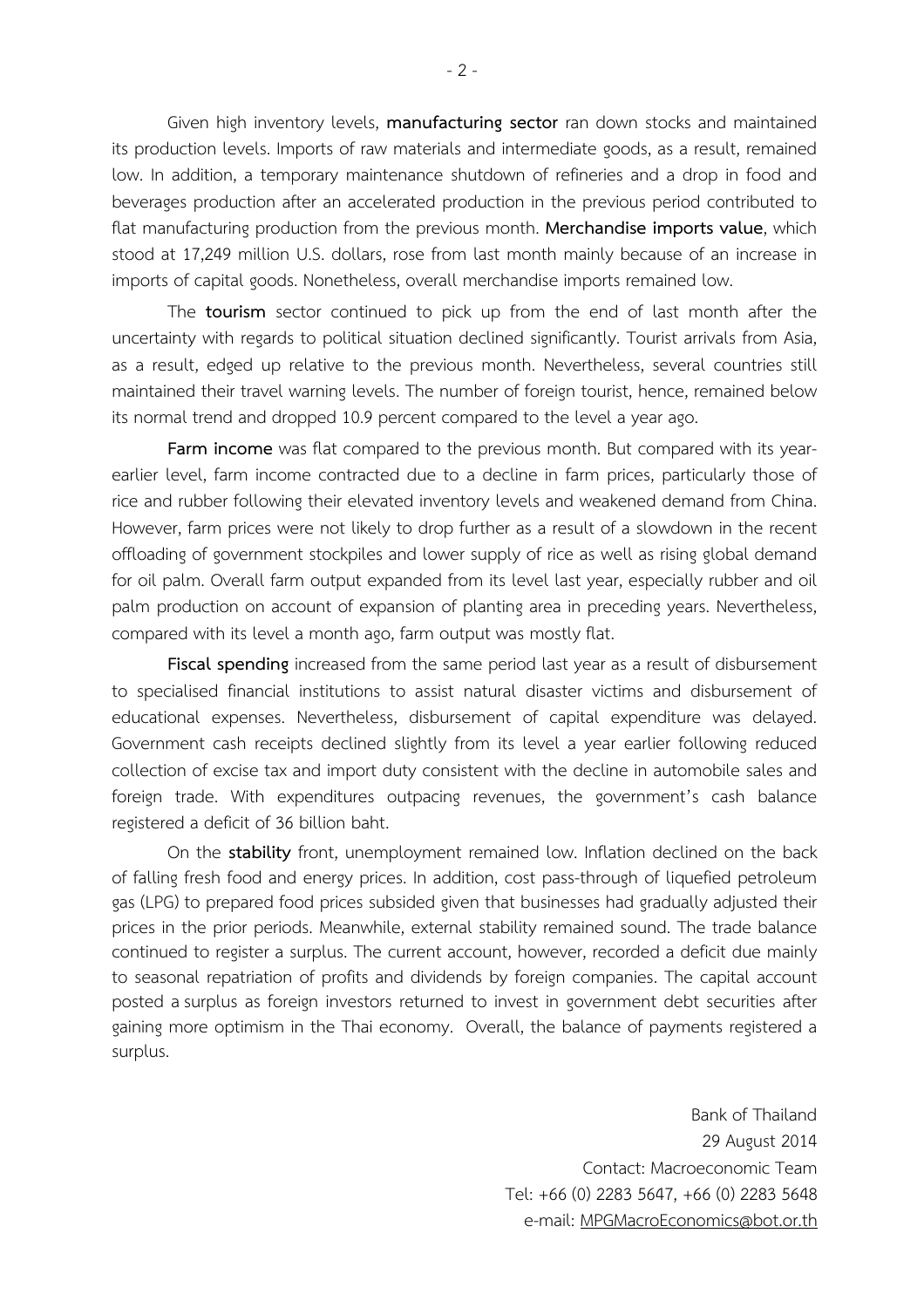Given high inventory levels, **manufacturing sector** ran down stocks and maintained its production levels. Imports of raw materials and intermediate goods, as a result, remained low. In addition, a temporary maintenance shutdown of refineries and a drop in food and beverages production after an accelerated production in the previous period contributed to flat manufacturing production from the previous month. **Merchandise imports value**, which stood at 17,249 million U.S. dollars, rose from last month mainly because of an increase in imports of capital goods. Nonetheless, overall merchandise imports remained low.

The **tourism** sector continued to pick up from the end of last month after the uncertainty with regards to political situation declined significantly. Tourist arrivals from Asia, as a result, edged up relative to the previous month. Nevertheless, several countries still maintained their travel warning levels. The number of foreign tourist, hence, remained below its normal trend and dropped 10.9 percent compared to the level a year ago.

**Farm income** was flat compared to the previous month. But compared with its year-earlier level, farm income contracted due to a decline in farm prices, particularly those of rice and rubber following their elevated inventory levels and weakened demand from China. However, farm prices were not likely to drop further as a result of a slowdown in the recent offloading of government stockpiles and lower supply of rice as well as rising global demand for oil palm. Overall farm output expanded from its level last year, especially rubber and oil palm production on account of expansion of planting area in preceding years. Nevertheless, compared with its level a month ago, farm output was mostly flat.

**Fiscal spending** increased from the same period last year as a result of disbursement to specialised financial institutions to assist natural disaster victims and disbursement of educational expenses. Nevertheless, disbursement of capital expenditure was delayed. Government cash receipts declined slightly from its level a year earlier following reduced collection of excise tax and import duty consistent with the decline in automobile sales and foreign trade. With expenditures outpacing revenues, the government's cash balance registered a deficit of 36 billion baht.

On the **stability** front, unemployment remained low. Inflation declined on the back of falling fresh food and energy prices. In addition, cost pass-through of liquefied petroleum gas (LPG) to prepared food prices subsided given that businesses had gradually adjusted their prices in the prior periods. Meanwhile, external stability remained sound. The trade balance continued to register a surplus. The current account, however, recorded a deficit due mainly to seasonal repatriation of profits and dividends by foreign companies. The capital account posted a surplus as foreign investors returned to invest in government debt securities after gaining more optimism in the Thai economy. Overall, the balance of payments registered a surplus.

Bank of Thailand
29 August 2014
Contact: Macroeconomic Team
Tel: +66 (0) 2283 5647, +66 (0) 2283 5648
e-mail: MPGMacroEconomics@bot.or.th